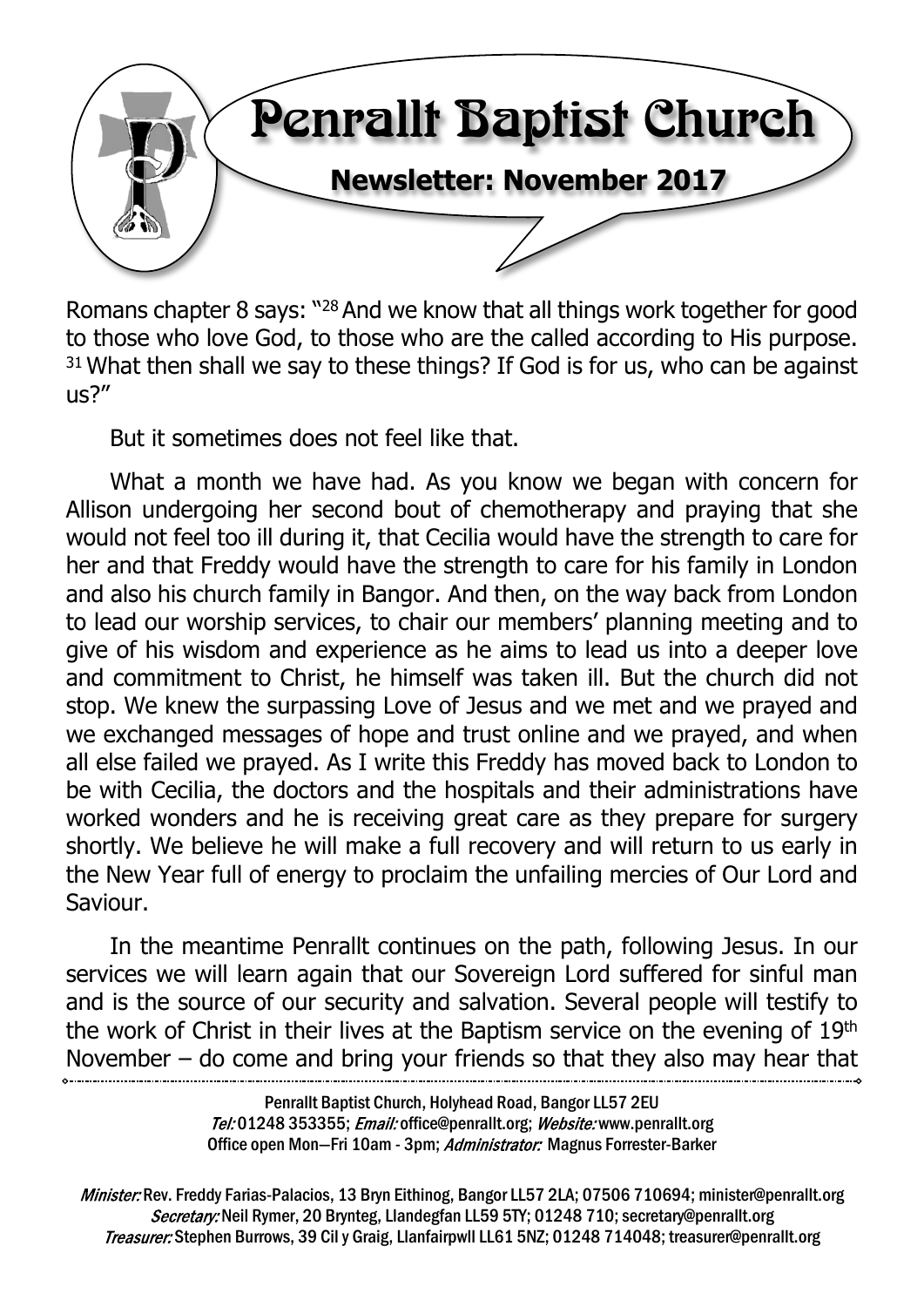# Penrallt Baptist Church

## Newsletter: November 2017

Romans chapter 8 says: "[28] And we know that all things work together for good to those who love God, to those who are the called according to His purpose. [31] What then shall we say to these things? If God is for us, who can be against us?"

But it sometimes does not feel like that.

What a month we have had. As you know we began with concern for Allison undergoing her second bout of chemotherapy and praying that she would not feel too ill during it, that Cecilia would have the strength to care for her and that Freddy would have the strength to care for his family in London and also his church family in Bangor. And then, on the way back from London to lead our worship services, to chair our members' planning meeting and to give of his wisdom and experience as he aims to lead us into a deeper love and commitment to Christ, he himself was taken ill. But the church did not stop. We knew the surpassing Love of Jesus and we met and we prayed and we exchanged messages of hope and trust online and we prayed, and when all else failed we prayed. As I write this Freddy has moved back to London to be with Cecilia, the doctors and the hospitals and their administrations have worked wonders and he is receiving great care as they prepare for surgery shortly. We believe he will make a full recovery and will return to us early in the New Year full of energy to proclaim the unfailing mercies of Our Lord and Saviour.

In the meantime Penrallt continues on the path, following Jesus. In our services we will learn again that our Sovereign Lord suffered for sinful man and is the source of our security and salvation. Several people will testify to the work of Christ in their lives at the Baptism service on the evening of 19th November – do come and bring your friends so that they also may hear that

---

Penrallt Baptist Church, Holyhead Road, Bangor LL57 2EU
*Tel:* 01248 353355; *Email:* office@penrallt.org; *Website:* www.penrallt.org
Office open Mon—Fri 10am - 3pm; *Administrator:* Magnus Forrester-Barker

*Minister:* Rev. Freddy Farias-Palacios, 13 Bryn Eithinog, Bangor LL57 2LA; 07506 710694; minister@penrallt.org
*Secretary:* Neil Rymer, 20 Brynteg, Llandegfan LL59 5TY; 01248 710; secretary@penrallt.org
*Treasurer:* Stephen Burrows, 39 Cil y Graig, Llanfairpwll LL61 5NZ; 01248 714048; treasurer@penrallt.org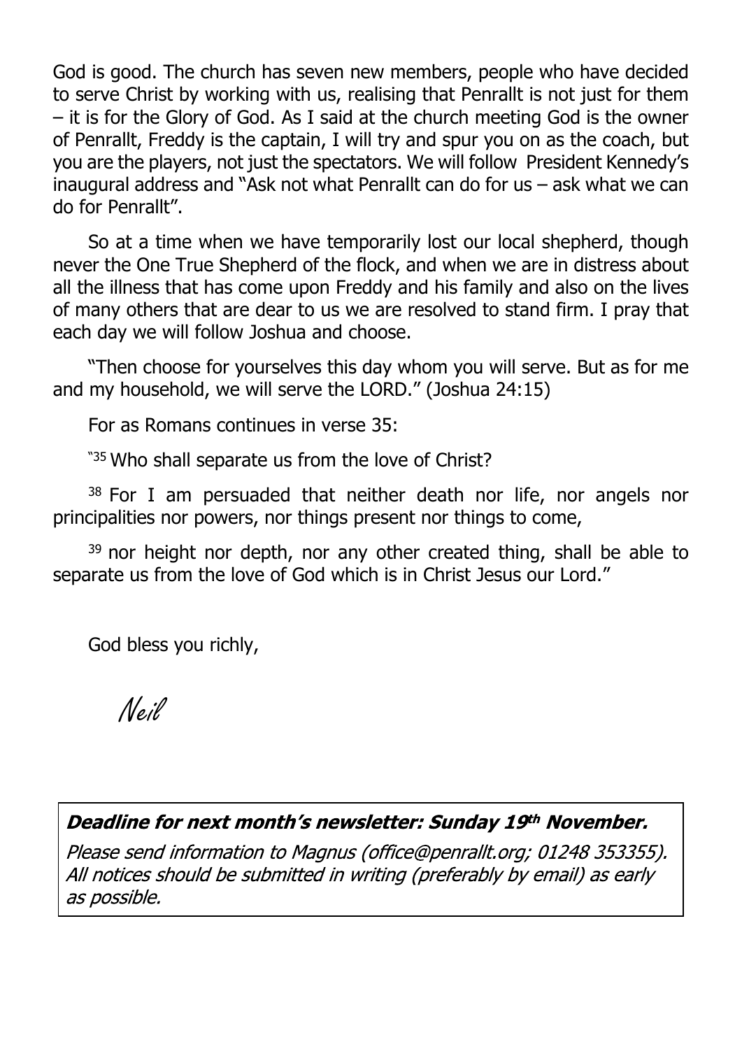God is good. The church has seven new members, people who have decided to serve Christ by working with us, realising that Penrallt is not just for them – it is for the Glory of God. As I said at the church meeting God is the owner of Penrallt, Freddy is the captain, I will try and spur you on as the coach, but you are the players, not just the spectators. We will follow President Kennedy's inaugural address and "Ask not what Penrallt can do for us – ask what we can do for Penrallt".

So at a time when we have temporarily lost our local shepherd, though never the One True Shepherd of the flock, and when we are in distress about all the illness that has come upon Freddy and his family and also on the lives of many others that are dear to us we are resolved to stand firm. I pray that each day we will follow Joshua and choose.

"Then choose for yourselves this day whom you will serve. But as for me and my household, we will serve the LORD." (Joshua 24:15)

For as Romans continues in verse 35:

"[35] Who shall separate us from the love of Christ?

[38] For I am persuaded that neither death nor life, nor angels nor principalities nor powers, nor things present nor things to come,

[39] nor height nor depth, nor any other created thing, shall be able to separate us from the love of God which is in Christ Jesus our Lord."

God bless you richly,

*Neil*

---

***Deadline for next month's newsletter: Sunday 19th November.***

*Please send information to Magnus (office@penrallt.org; 01248 353355). All notices should be submitted in writing (preferably by email) as early as possible.*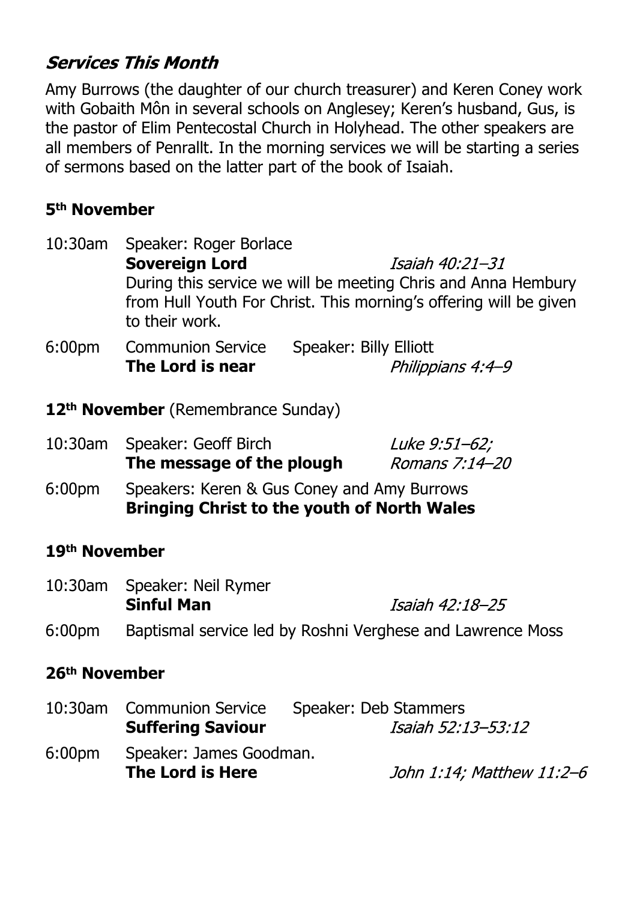## *Services This Month*

Amy Burrows (the daughter of our church treasurer) and Keren Coney work with Gobaith Môn in several schools on Anglesey; Keren's husband, Gus, is the pastor of Elim Pentecostal Church in Holyhead. The other speakers are all members of Penrallt. In the morning services we will be starting a series of sermons based on the latter part of the book of Isaiah.

### 5th November

10:30am Speaker: Roger Borlace
**Sovereign Lord** *Isaiah 40:21–31*
During this service we will be meeting Chris and Anna Hembury from Hull Youth For Christ. This morning's offering will be given to their work.

6:00pm Communion Service Speaker: Billy Elliott
**The Lord is near** *Philippians 4:4–9*

### 12th November (Remembrance Sunday)

10:30am Speaker: Geoff Birch
**The message of the plough** *Luke 9:51–62; Romans 7:14–20*

6:00pm Speakers: Keren & Gus Coney and Amy Burrows
**Bringing Christ to the youth of North Wales**

### 19th November

10:30am Speaker: Neil Rymer
**Sinful Man** *Isaiah 42:18–25*

6:00pm Baptismal service led by Roshni Verghese and Lawrence Moss

### 26th November

10:30am Communion Service Speaker: Deb Stammers
**Suffering Saviour** *Isaiah 52:13–53:12*

6:00pm Speaker: James Goodman.
**The Lord is Here** *John 1:14; Matthew 11:2–6*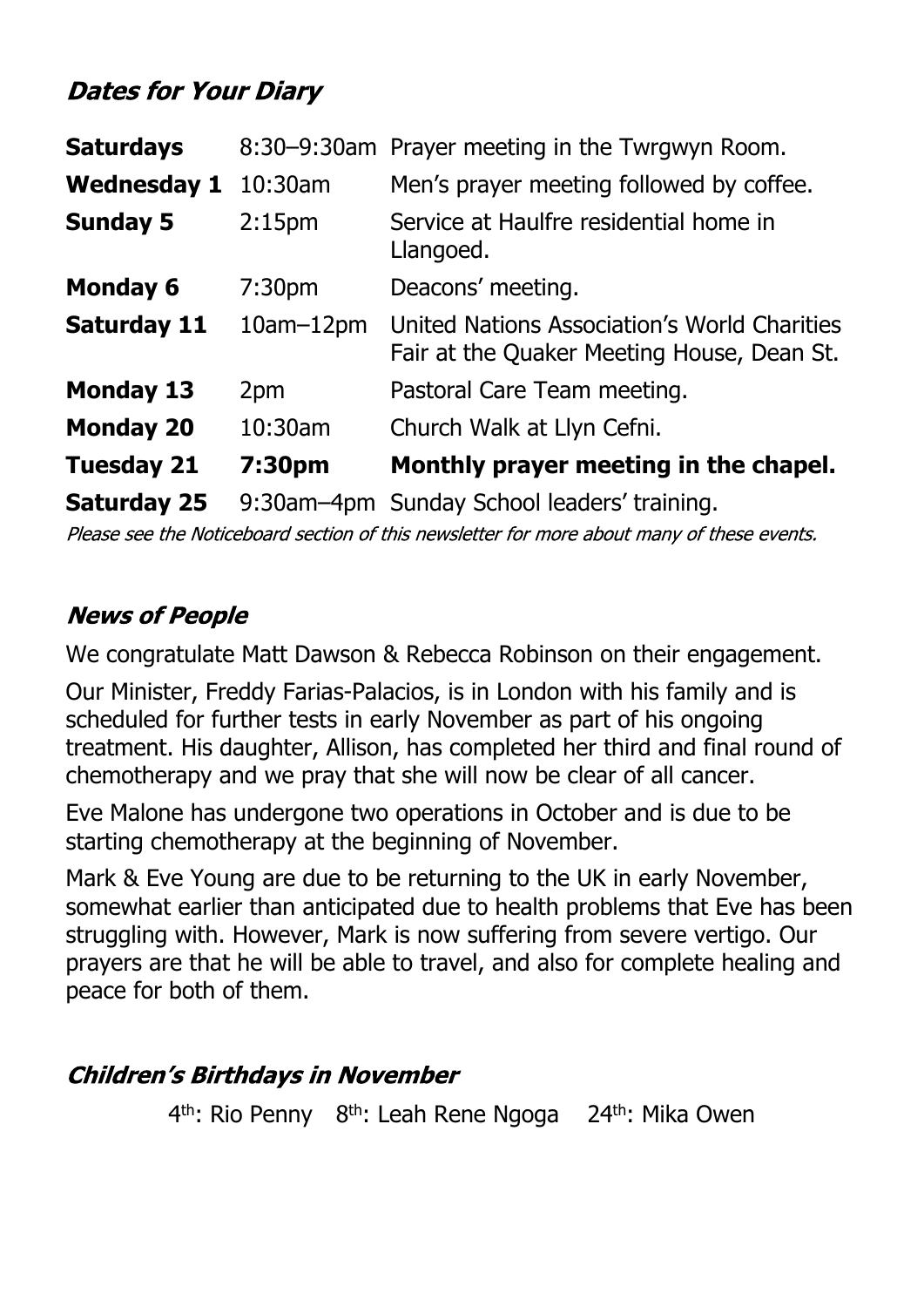## *Dates for Your Diary*

| | | |
|---|---|---|
| **Saturdays** | 8:30–9:30am | Prayer meeting in the Twrgwyn Room. |
| **Wednesday 1** | 10:30am | Men's prayer meeting followed by coffee. |
| **Sunday 5** | 2:15pm | Service at Haulfre residential home in Llangoed. |
| **Monday 6** | 7:30pm | Deacons' meeting. |
| **Saturday 11** | 10am–12pm | United Nations Association's World Charities Fair at the Quaker Meeting House, Dean St. |
| **Monday 13** | 2pm | Pastoral Care Team meeting. |
| **Monday 20** | 10:30am | Church Walk at Llyn Cefni. |
| **Tuesday 21** | **7:30pm** | **Monthly prayer meeting in the chapel.** |
| **Saturday 25** | 9:30am–4pm | Sunday School leaders' training. |

*Please see the Noticeboard section of this newsletter for more about many of these events.*

## *News of People*

We congratulate Matt Dawson & Rebecca Robinson on their engagement.

Our Minister, Freddy Farias-Palacios, is in London with his family and is scheduled for further tests in early November as part of his ongoing treatment. His daughter, Allison, has completed her third and final round of chemotherapy and we pray that she will now be clear of all cancer.

Eve Malone has undergone two operations in October and is due to be starting chemotherapy at the beginning of November.

Mark & Eve Young are due to be returning to the UK in early November, somewhat earlier than anticipated due to health problems that Eve has been struggling with. However, Mark is now suffering from severe vertigo. Our prayers are that he will be able to travel, and also for complete healing and peace for both of them.

## *Children's Birthdays in November*

4th: Rio Penny   8th: Leah Rene Ngoga   24th: Mika Owen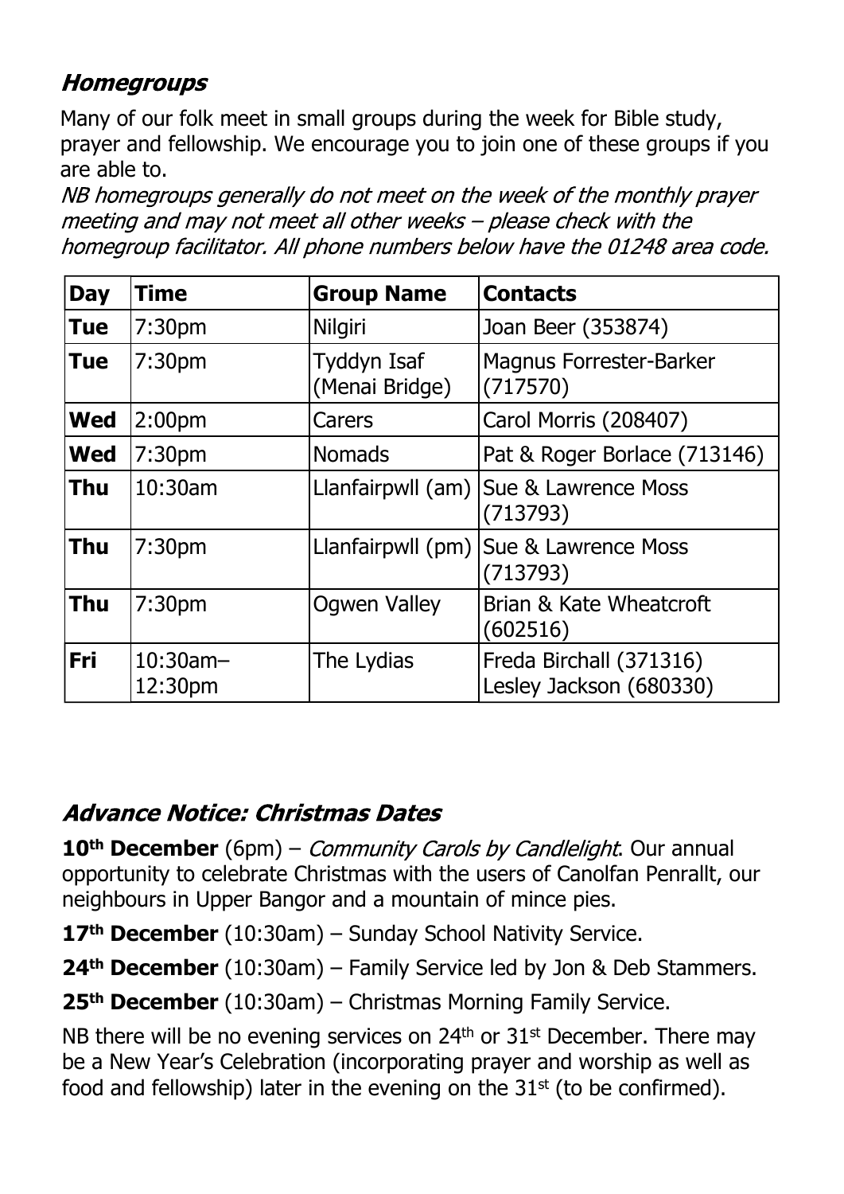## *Homegroups*

Many of our folk meet in small groups during the week for Bible study, prayer and fellowship. We encourage you to join one of these groups if you are able to.

*NB homegroups generally do not meet on the week of the monthly prayer meeting and may not meet all other weeks – please check with the homegroup facilitator. All phone numbers below have the 01248 area code.*

| Day | Time | Group Name | Contacts |
|---|---|---|---|
| **Tue** | 7:30pm | Nilgiri | Joan Beer (353874) |
| **Tue** | 7:30pm | Tyddyn Isaf (Menai Bridge) | Magnus Forrester-Barker (717570) |
| **Wed** | 2:00pm | Carers | Carol Morris (208407) |
| **Wed** | 7:30pm | Nomads | Pat & Roger Borlace (713146) |
| **Thu** | 10:30am | Llanfairpwll (am) | Sue & Lawrence Moss (713793) |
| **Thu** | 7:30pm | Llanfairpwll (pm) | Sue & Lawrence Moss (713793) |
| **Thu** | 7:30pm | Ogwen Valley | Brian & Kate Wheatcroft (602516) |
| **Fri** | 10:30am–12:30pm | The Lydias | Freda Birchall (371316) Lesley Jackson (680330) |

## *Advance Notice: Christmas Dates*

**10th December** (6pm) – *Community Carols by Candlelight*. Our annual opportunity to celebrate Christmas with the users of Canolfan Penrallt, our neighbours in Upper Bangor and a mountain of mince pies.

**17th December** (10:30am) – Sunday School Nativity Service.

**24th December** (10:30am) – Family Service led by Jon & Deb Stammers.

**25th December** (10:30am) – Christmas Morning Family Service.

NB there will be no evening services on 24th or 31st December. There may be a New Year's Celebration (incorporating prayer and worship as well as food and fellowship) later in the evening on the 31st (to be confirmed).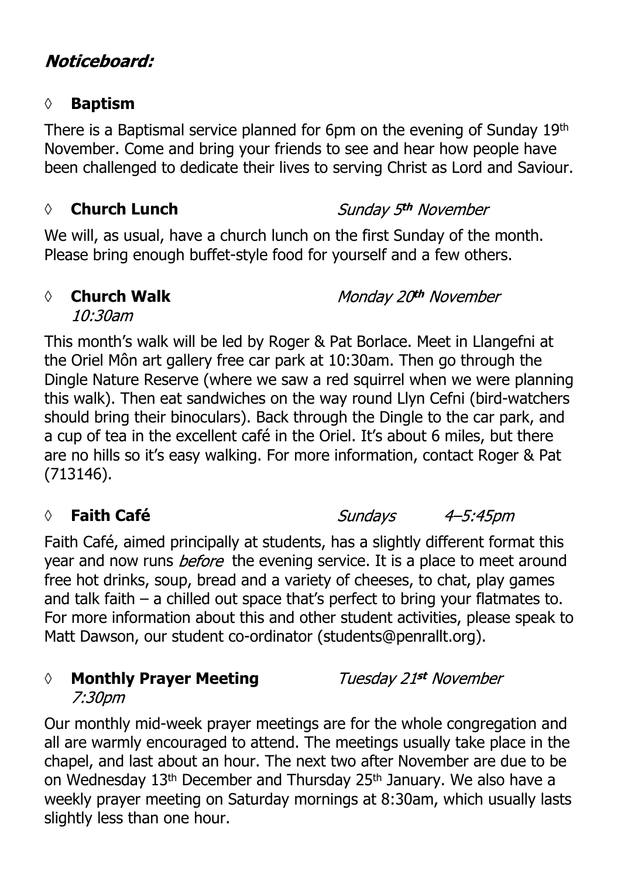## *Noticeboard:*

### ◊ **Baptism**

There is a Baptismal service planned for 6pm on the evening of Sunday 19th November. Come and bring your friends to see and hear how people have been challenged to dedicate their lives to serving Christ as Lord and Saviour.

### ◊ **Church Lunch** *Sunday 5th November*

We will, as usual, have a church lunch on the first Sunday of the month. Please bring enough buffet-style food for yourself and a few others.

### ◊ **Church Walk** *Monday 20th November 10:30am*

This month's walk will be led by Roger & Pat Borlace. Meet in Llangefni at the Oriel Môn art gallery free car park at 10:30am. Then go through the Dingle Nature Reserve (where we saw a red squirrel when we were planning this walk). Then eat sandwiches on the way round Llyn Cefni (bird-watchers should bring their binoculars). Back through the Dingle to the car park, and a cup of tea in the excellent café in the Oriel. It's about 6 miles, but there are no hills so it's easy walking. For more information, contact Roger & Pat (713146).

### ◊ **Faith Café** *Sundays 4–5:45pm*

Faith Café, aimed principally at students, has a slightly different format this year and now runs *before* the evening service. It is a place to meet around free hot drinks, soup, bread and a variety of cheeses, to chat, play games and talk faith – a chilled out space that's perfect to bring your flatmates to. For more information about this and other student activities, please speak to Matt Dawson, our student co-ordinator (students@penrallt.org).

### ◊ **Monthly Prayer Meeting** *Tuesday 21st November 7:30pm*

Our monthly mid-week prayer meetings are for the whole congregation and all are warmly encouraged to attend. The meetings usually take place in the chapel, and last about an hour. The next two after November are due to be on Wednesday 13th December and Thursday 25th January. We also have a weekly prayer meeting on Saturday mornings at 8:30am, which usually lasts slightly less than one hour.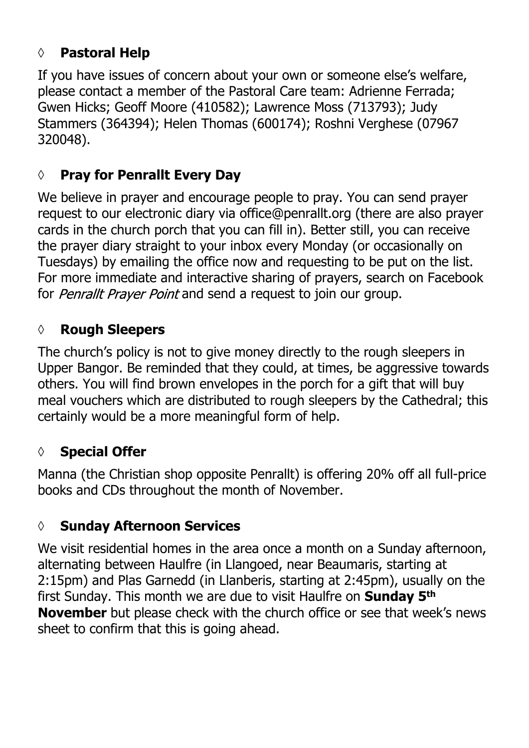◊ **Pastoral Help**

If you have issues of concern about your own or someone else's welfare, please contact a member of the Pastoral Care team: Adrienne Ferrada; Gwen Hicks; Geoff Moore (410582); Lawrence Moss (713793); Judy Stammers (364394); Helen Thomas (600174); Roshni Verghese (07967 320048).

◊ **Pray for Penrallt Every Day**

We believe in prayer and encourage people to pray. You can send prayer request to our electronic diary via office@penrallt.org (there are also prayer cards in the church porch that you can fill in). Better still, you can receive the prayer diary straight to your inbox every Monday (or occasionally on Tuesdays) by emailing the office now and requesting to be put on the list. For more immediate and interactive sharing of prayers, search on Facebook for *Penrallt Prayer Point* and send a request to join our group.

◊ **Rough Sleepers**

The church's policy is not to give money directly to the rough sleepers in Upper Bangor. Be reminded that they could, at times, be aggressive towards others. You will find brown envelopes in the porch for a gift that will buy meal vouchers which are distributed to rough sleepers by the Cathedral; this certainly would be a more meaningful form of help.

◊ **Special Offer**

Manna (the Christian shop opposite Penrallt) is offering 20% off all full-price books and CDs throughout the month of November.

◊ **Sunday Afternoon Services**

We visit residential homes in the area once a month on a Sunday afternoon, alternating between Haulfre (in Llangoed, near Beaumaris, starting at 2:15pm) and Plas Garnedd (in Llanberis, starting at 2:45pm), usually on the first Sunday. This month we are due to visit Haulfre on **Sunday 5th November** but please check with the church office or see that week's news sheet to confirm that this is going ahead.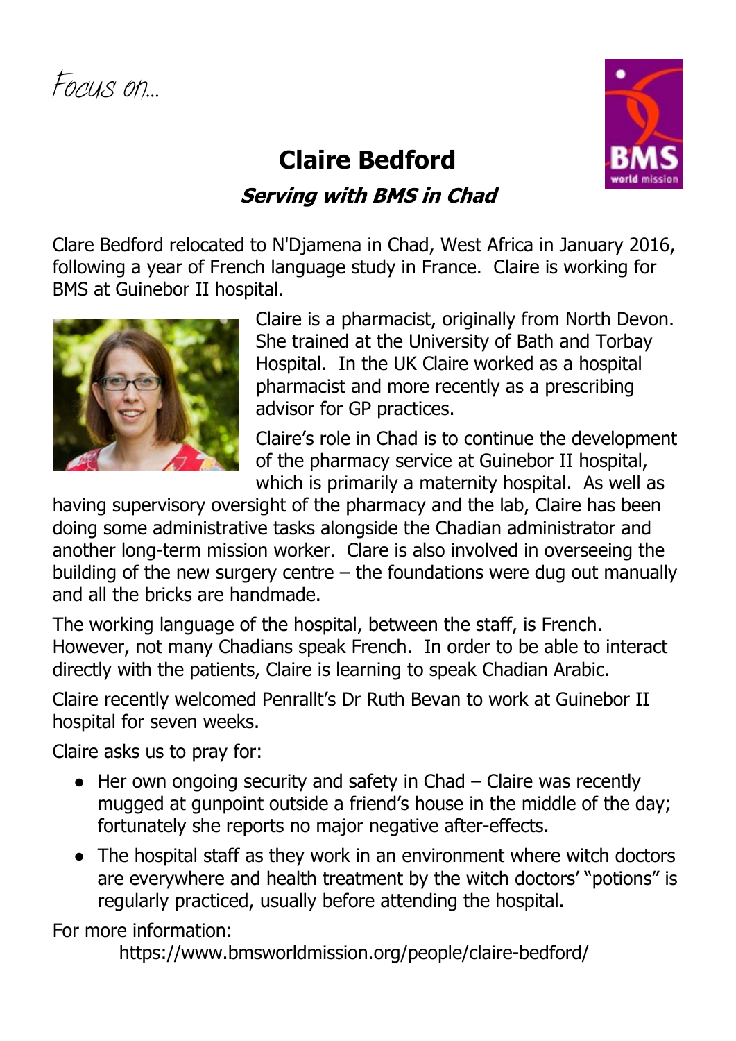*Focus on...*

# Claire Bedford

## *Serving with BMS in Chad*

Clare Bedford relocated to N'Djamena in Chad, West Africa in January 2016, following a year of French language study in France. Claire is working for BMS at Guinebor II hospital.

Claire is a pharmacist, originally from North Devon. She trained at the University of Bath and Torbay Hospital. In the UK Claire worked as a hospital pharmacist and more recently as a prescribing advisor for GP practices.

Claire's role in Chad is to continue the development of the pharmacy service at Guinebor II hospital, which is primarily a maternity hospital. As well as having supervisory oversight of the pharmacy and the lab, Claire has been doing some administrative tasks alongside the Chadian administrator and another long-term mission worker. Clare is also involved in overseeing the building of the new surgery centre – the foundations were dug out manually and all the bricks are handmade.

The working language of the hospital, between the staff, is French. However, not many Chadians speak French. In order to be able to interact directly with the patients, Claire is learning to speak Chadian Arabic.

Claire recently welcomed Penrallt's Dr Ruth Bevan to work at Guinebor II hospital for seven weeks.

Claire asks us to pray for:

- Her own ongoing security and safety in Chad – Claire was recently mugged at gunpoint outside a friend's house in the middle of the day; fortunately she reports no major negative after-effects.
- The hospital staff as they work in an environment where witch doctors are everywhere and health treatment by the witch doctors' "potions" is regularly practiced, usually before attending the hospital.

For more information:
https://www.bmsworldmission.org/people/claire-bedford/